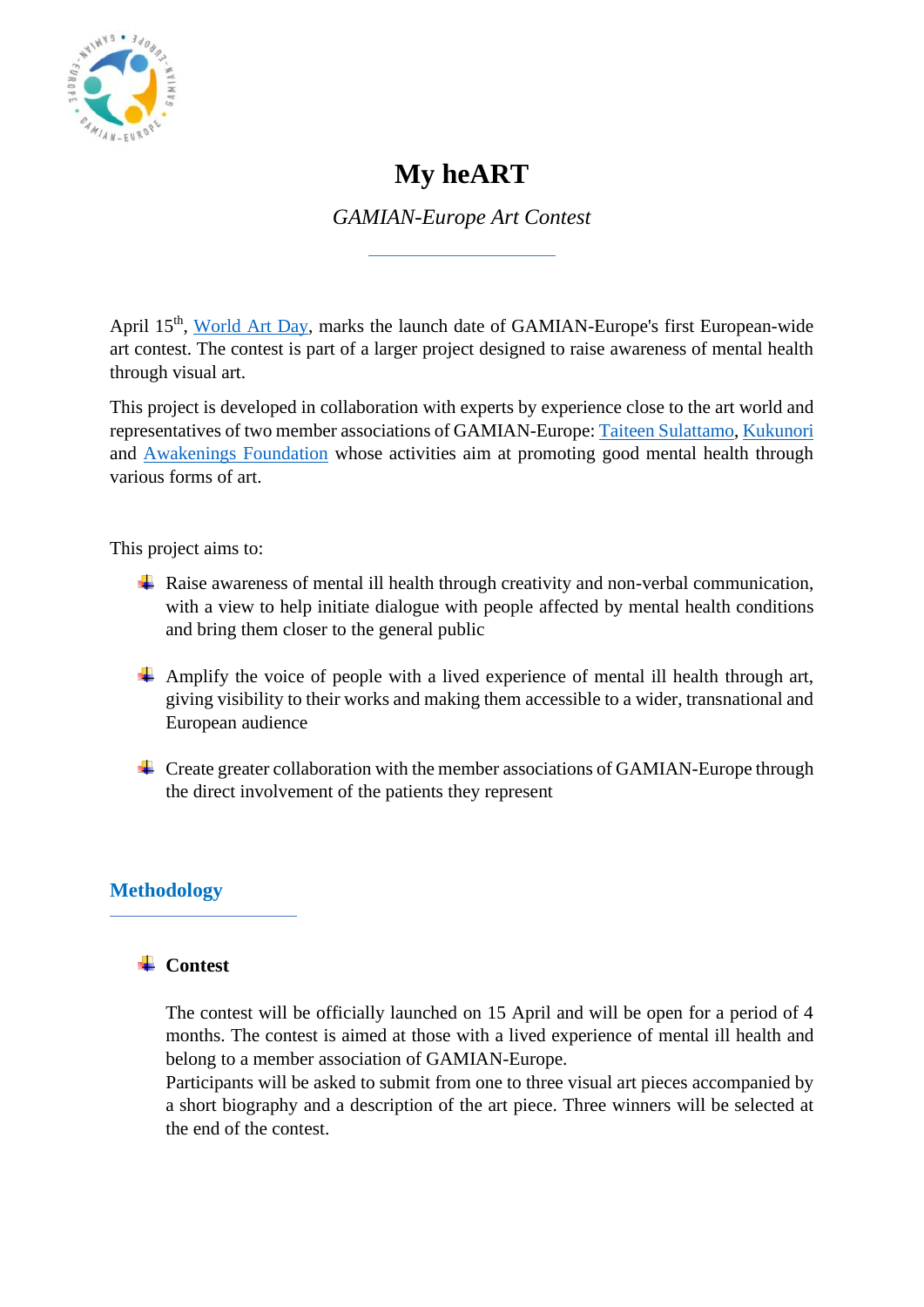# My heART

*GAMIAN-Europe Art Contest*

April 15th, World Art Day, marks the launch date of GAMIAN-Europe's first European-wide art contest. The contest is part of a larger project designed to raise awareness of mental health through visual art.

This project is developed in collaboration with experts by experience close to the art world and representatives of two member associations of GAMIAN-Europe: Taiteen Sulattamo, Kukunori and Awakenings Foundation whose activities aim at promoting good mental health through various forms of art.

This project aims to:

- Raise awareness of mental ill health through creativity and non-verbal communication, with a view to help initiate dialogue with people affected by mental health conditions and bring them closer to the general public
- Amplify the voice of people with a lived experience of mental ill health through art, giving visibility to their works and making them accessible to a wider, transnational and European audience
- Create greater collaboration with the member associations of GAMIAN-Europe through the direct involvement of the patients they represent

## Methodology

- **Contest**

  The contest will be officially launched on 15 April and will be open for a period of 4 months. The contest is aimed at those with a lived experience of mental ill health and belong to a member association of GAMIAN-Europe.
  Participants will be asked to submit from one to three visual art pieces accompanied by a short biography and a description of the art piece. Three winners will be selected at the end of the contest.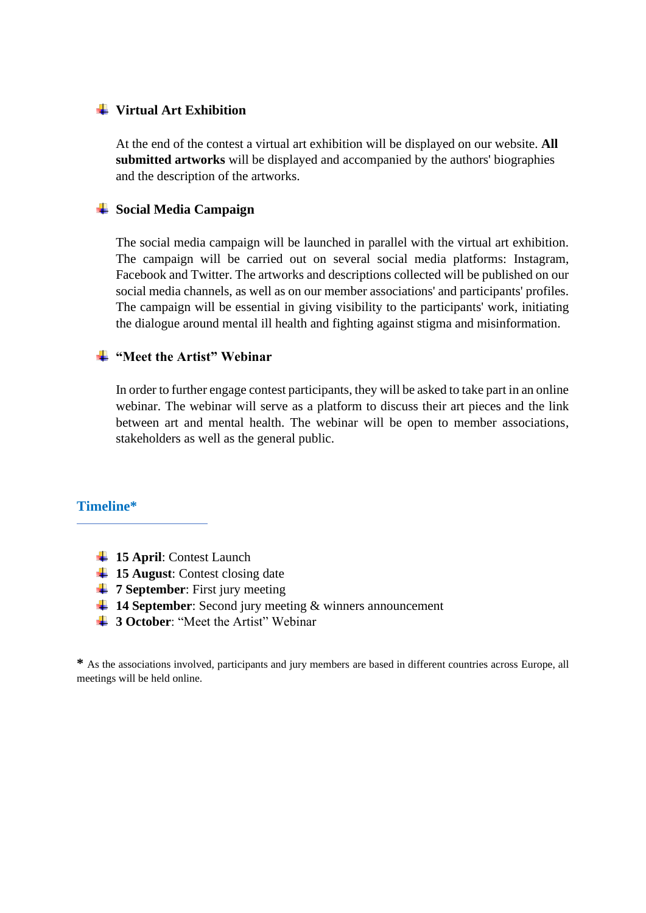- **Virtual Art Exhibition**

  At the end of the contest a virtual art exhibition will be displayed on our website. **All submitted artworks** will be displayed and accompanied by the authors' biographies and the description of the artworks.

- **Social Media Campaign**

  The social media campaign will be launched in parallel with the virtual art exhibition. The campaign will be carried out on several social media platforms: Instagram, Facebook and Twitter. The artworks and descriptions collected will be published on our social media channels, as well as on our member associations' and participants' profiles. The campaign will be essential in giving visibility to the participants' work, initiating the dialogue around mental ill health and fighting against stigma and misinformation.

- **"Meet the Artist" Webinar**

  In order to further engage contest participants, they will be asked to take part in an online webinar. The webinar will serve as a platform to discuss their art pieces and the link between art and mental health. The webinar will be open to member associations, stakeholders as well as the general public.

## Timeline*

- **15 April**: Contest Launch
- **15 August**: Contest closing date
- **7 September**: First jury meeting
- **14 September**: Second jury meeting & winners announcement
- **3 October**: "Meet the Artist" Webinar

**\*** As the associations involved, participants and jury members are based in different countries across Europe, all meetings will be held online.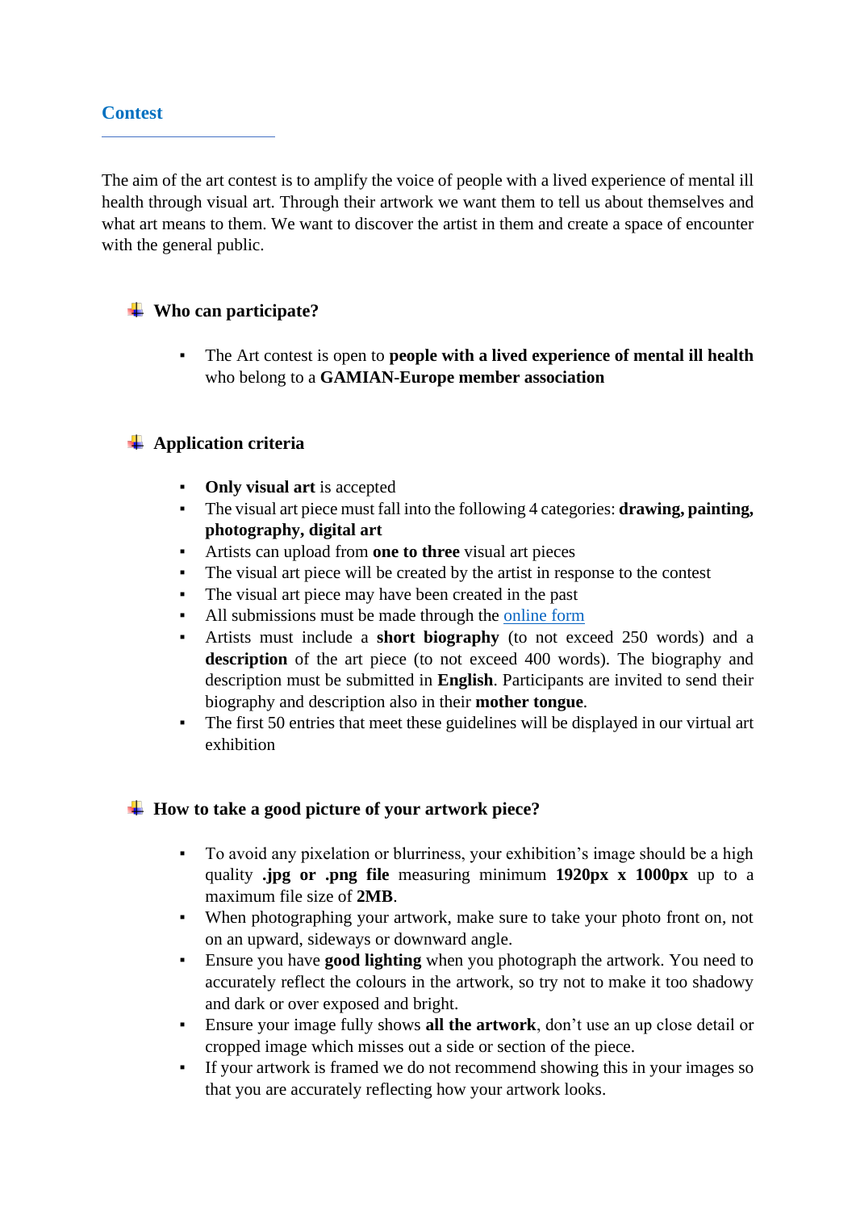## Contest

The aim of the art contest is to amplify the voice of people with a lived experience of mental ill health through visual art. Through their artwork we want them to tell us about themselves and what art means to them. We want to discover the artist in them and create a space of encounter with the general public.

### Who can participate?

- The Art contest is open to **people with a lived experience of mental ill health** who belong to a **GAMIAN-Europe member association**

### Application criteria

- **Only visual art** is accepted
- The visual art piece must fall into the following 4 categories: **drawing, painting, photography, digital art**
- Artists can upload from **one to three** visual art pieces
- The visual art piece will be created by the artist in response to the contest
- The visual art piece may have been created in the past
- All submissions must be made through the online form
- Artists must include a **short biography** (to not exceed 250 words) and a **description** of the art piece (to not exceed 400 words). The biography and description must be submitted in **English**. Participants are invited to send their biography and description also in their **mother tongue**.
- The first 50 entries that meet these guidelines will be displayed in our virtual art exhibition

### How to take a good picture of your artwork piece?

- To avoid any pixelation or blurriness, your exhibition's image should be a high quality **.jpg or .png file** measuring minimum **1920px x 1000px** up to a maximum file size of **2MB**.
- When photographing your artwork, make sure to take your photo front on, not on an upward, sideways or downward angle.
- Ensure you have **good lighting** when you photograph the artwork. You need to accurately reflect the colours in the artwork, so try not to make it too shadowy and dark or over exposed and bright.
- Ensure your image fully shows **all the artwork**, don't use an up close detail or cropped image which misses out a side or section of the piece.
- If your artwork is framed we do not recommend showing this in your images so that you are accurately reflecting how your artwork looks.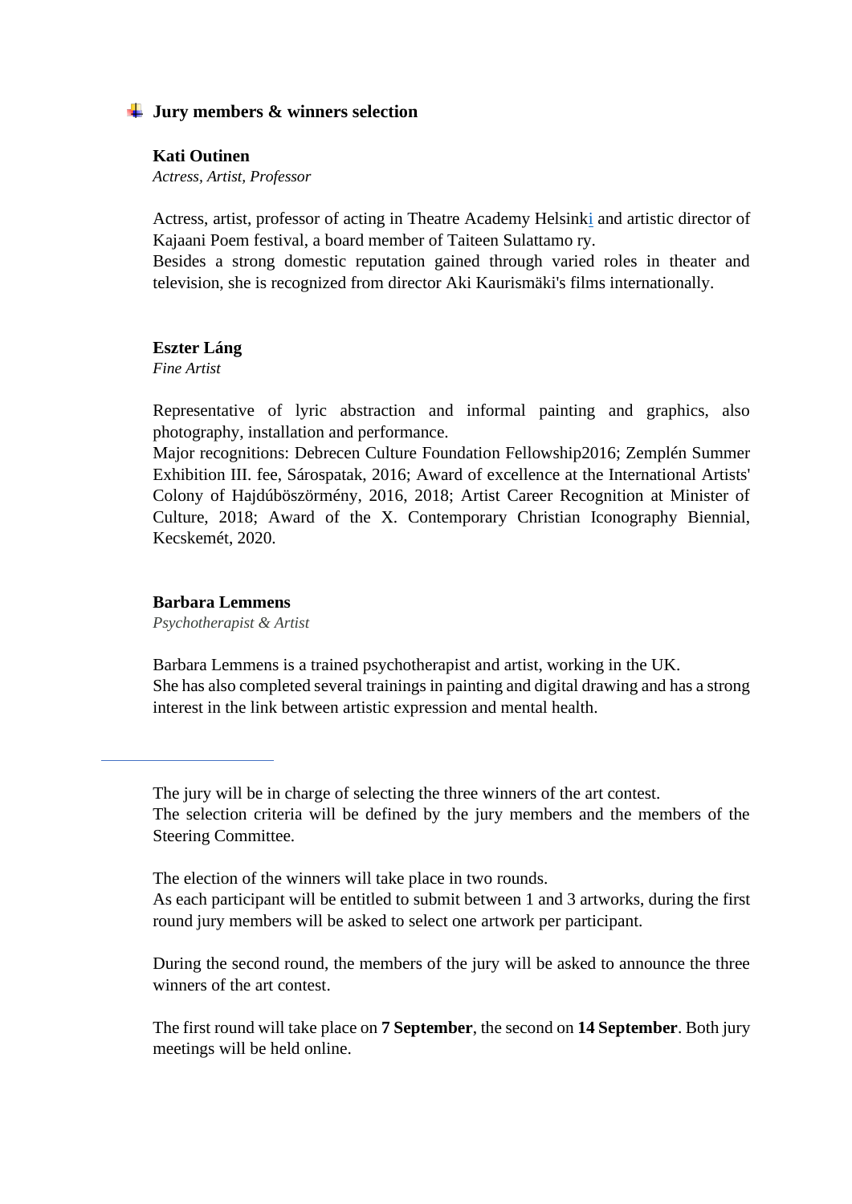## Jury members & winners selection

**Kati Outinen**
*Actress, Artist, Professor*

Actress, artist, professor of acting in Theatre Academy Helsinki and artistic director of Kajaani Poem festival, a board member of Taiteen Sulattamo ry.
Besides a strong domestic reputation gained through varied roles in theater and television, she is recognized from director Aki Kaurismäki's films internationally.

**Eszter Láng**
*Fine Artist*

Representative of lyric abstraction and informal painting and graphics, also photography, installation and performance.
Major recognitions: Debrecen Culture Foundation Fellowship2016; Zemplén Summer Exhibition III. fee, Sárospatak, 2016; Award of excellence at the International Artists' Colony of Hajdúböszörmény, 2016, 2018; Artist Career Recognition at Minister of Culture, 2018; Award of the X. Contemporary Christian Iconography Biennial, Kecskemét, 2020.

**Barbara Lemmens**
*Psychotherapist & Artist*

Barbara Lemmens is a trained psychotherapist and artist, working in the UK.
She has also completed several trainings in painting and digital drawing and has a strong interest in the link between artistic expression and mental health.

---

The jury will be in charge of selecting the three winners of the art contest.
The selection criteria will be defined by the jury members and the members of the Steering Committee.

The election of the winners will take place in two rounds.
As each participant will be entitled to submit between 1 and 3 artworks, during the first round jury members will be asked to select one artwork per participant.

During the second round, the members of the jury will be asked to announce the three winners of the art contest.

The first round will take place on **7 September**, the second on **14 September**. Both jury meetings will be held online.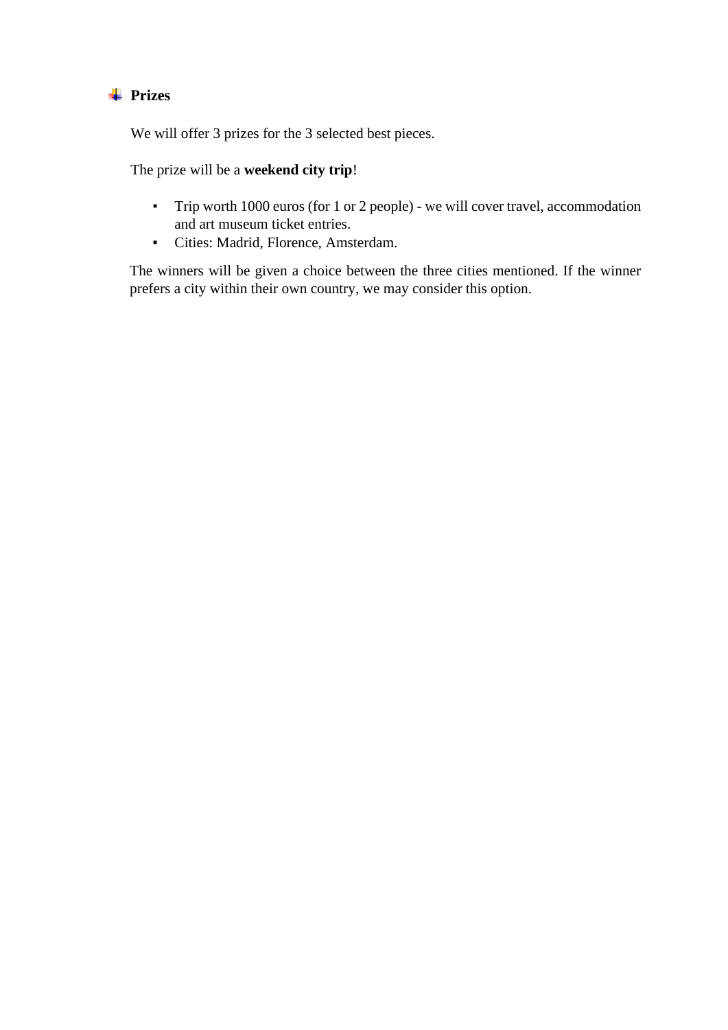## Prizes

We will offer 3 prizes for the 3 selected best pieces.

The prize will be a **weekend city trip**!

- Trip worth 1000 euros (for 1 or 2 people) - we will cover travel, accommodation and art museum ticket entries.
- Cities: Madrid, Florence, Amsterdam.

The winners will be given a choice between the three cities mentioned. If the winner prefers a city within their own country, we may consider this option.